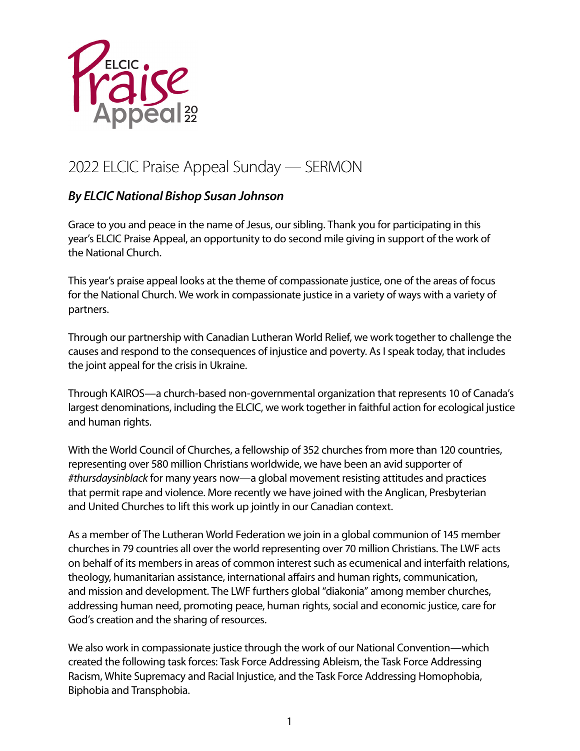# 2022 ELCIC Praise Appeal Sunday — SERMON

***By ELCIC National Bishop Susan Johnson***

Grace to you and peace in the name of Jesus, our sibling. Thank you for participating in this year's ELCIC Praise Appeal, an opportunity to do second mile giving in support of the work of the National Church.

This year's praise appeal looks at the theme of compassionate justice, one of the areas of focus for the National Church. We work in compassionate justice in a variety of ways with a variety of partners.

Through our partnership with Canadian Lutheran World Relief, we work together to challenge the causes and respond to the consequences of injustice and poverty. As I speak today, that includes the joint appeal for the crisis in Ukraine.

Through KAIROS—a church-based non-governmental organization that represents 10 of Canada's largest denominations, including the ELCIC, we work together in faithful action for ecological justice and human rights.

With the World Council of Churches, a fellowship of 352 churches from more than 120 countries, representing over 580 million Christians worldwide, we have been an avid supporter of *#thursdaysinblack* for many years now—a global movement resisting attitudes and practices that permit rape and violence. More recently we have joined with the Anglican, Presbyterian and United Churches to lift this work up jointly in our Canadian context.

As a member of The Lutheran World Federation we join in a global communion of 145 member churches in 79 countries all over the world representing over 70 million Christians. The LWF acts on behalf of its members in areas of common interest such as ecumenical and interfaith relations, theology, humanitarian assistance, international affairs and human rights, communication, and mission and development. The LWF furthers global "diakonia" among member churches, addressing human need, promoting peace, human rights, social and economic justice, care for God's creation and the sharing of resources.

We also work in compassionate justice through the work of our National Convention—which created the following task forces: Task Force Addressing Ableism, the Task Force Addressing Racism, White Supremacy and Racial Injustice, and the Task Force Addressing Homophobia, Biphobia and Transphobia.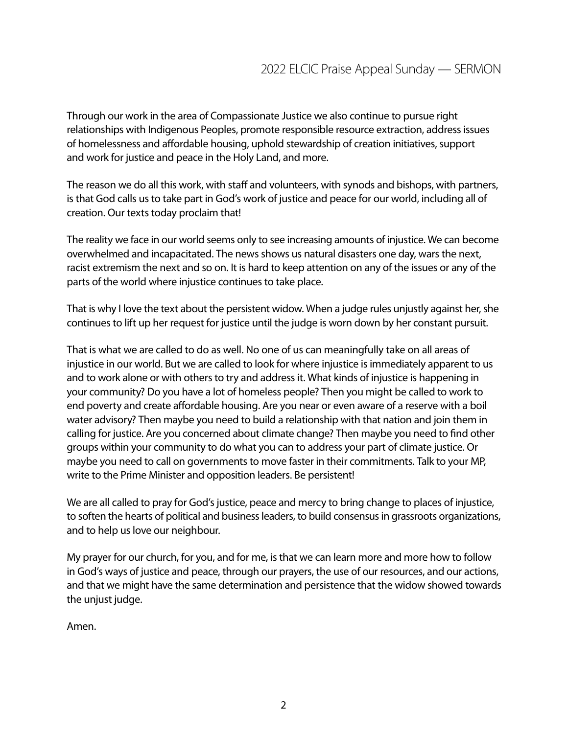Through our work in the area of Compassionate Justice we also continue to pursue right relationships with Indigenous Peoples, promote responsible resource extraction, address issues of homelessness and affordable housing, uphold stewardship of creation initiatives, support and work for justice and peace in the Holy Land, and more.

The reason we do all this work, with staff and volunteers, with synods and bishops, with partners, is that God calls us to take part in God's work of justice and peace for our world, including all of creation. Our texts today proclaim that!

The reality we face in our world seems only to see increasing amounts of injustice. We can become overwhelmed and incapacitated. The news shows us natural disasters one day, wars the next, racist extremism the next and so on. It is hard to keep attention on any of the issues or any of the parts of the world where injustice continues to take place.

That is why I love the text about the persistent widow. When a judge rules unjustly against her, she continues to lift up her request for justice until the judge is worn down by her constant pursuit.

That is what we are called to do as well. No one of us can meaningfully take on all areas of injustice in our world. But we are called to look for where injustice is immediately apparent to us and to work alone or with others to try and address it. What kinds of injustice is happening in your community? Do you have a lot of homeless people? Then you might be called to work to end poverty and create affordable housing. Are you near or even aware of a reserve with a boil water advisory? Then maybe you need to build a relationship with that nation and join them in calling for justice. Are you concerned about climate change? Then maybe you need to find other groups within your community to do what you can to address your part of climate justice. Or maybe you need to call on governments to move faster in their commitments. Talk to your MP, write to the Prime Minister and opposition leaders. Be persistent!

We are all called to pray for God's justice, peace and mercy to bring change to places of injustice, to soften the hearts of political and business leaders, to build consensus in grassroots organizations, and to help us love our neighbour.

My prayer for our church, for you, and for me, is that we can learn more and more how to follow in God's ways of justice and peace, through our prayers, the use of our resources, and our actions, and that we might have the same determination and persistence that the widow showed towards the unjust judge.

Amen.